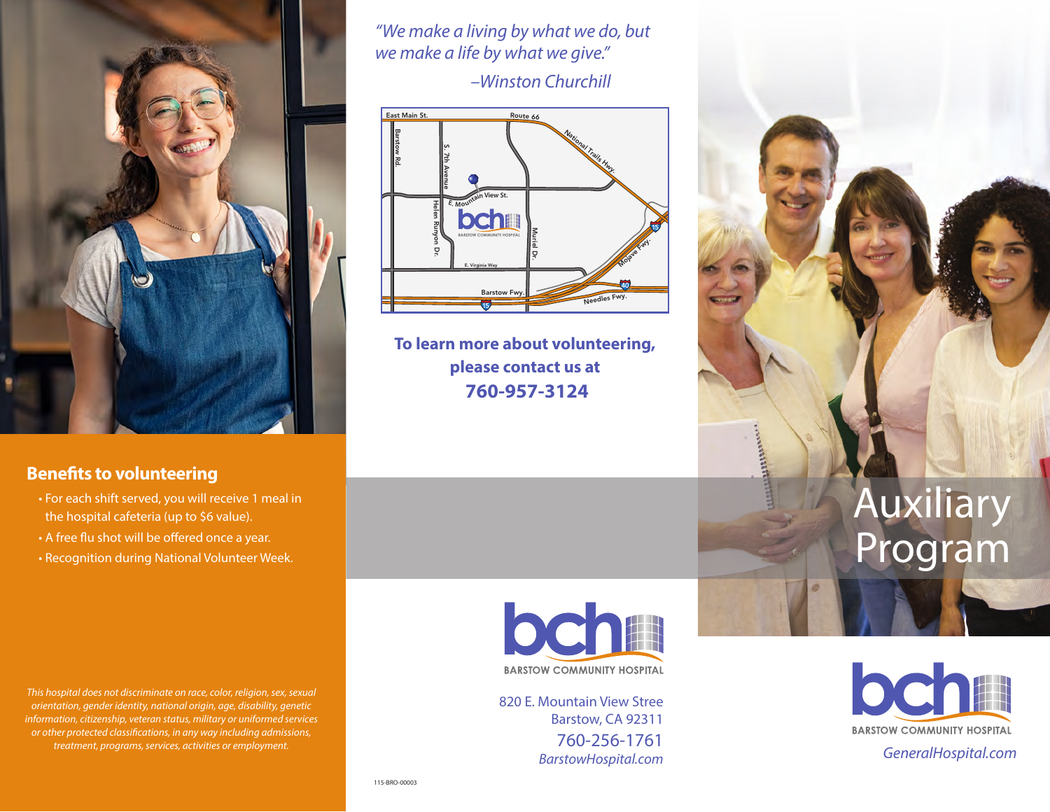## Benefits to volunteering

- For each shift served, you will receive 1 meal in the hospital cafeteria (up to $6 value).
- A free flu shot will be offered once a year.
- Recognition during National Volunteer Week.

*This hospital does not discriminate on race, color, religion, sex, sexual orientation, gender identity, national origin, age, disability, genetic information, citizenship, veteran status, military or uniformed services or other protected classifications, in any way including admissions, treatment, programs, services, activities or employment.*

*"We make a living by what we do, but we make a life by what we give."*

*–Winston Churchill*

**To learn more about volunteering, please contact us at 760-957-3124**

BARSTOW COMMUNITY HOSPITAL

820 E. Mountain View Stree
Barstow, CA 92311
760-256-1761
*BarstowHospital.com*

115-BRO-00003

# Auxiliary Program

BARSTOW COMMUNITY HOSPITAL

*GeneralHospital.com*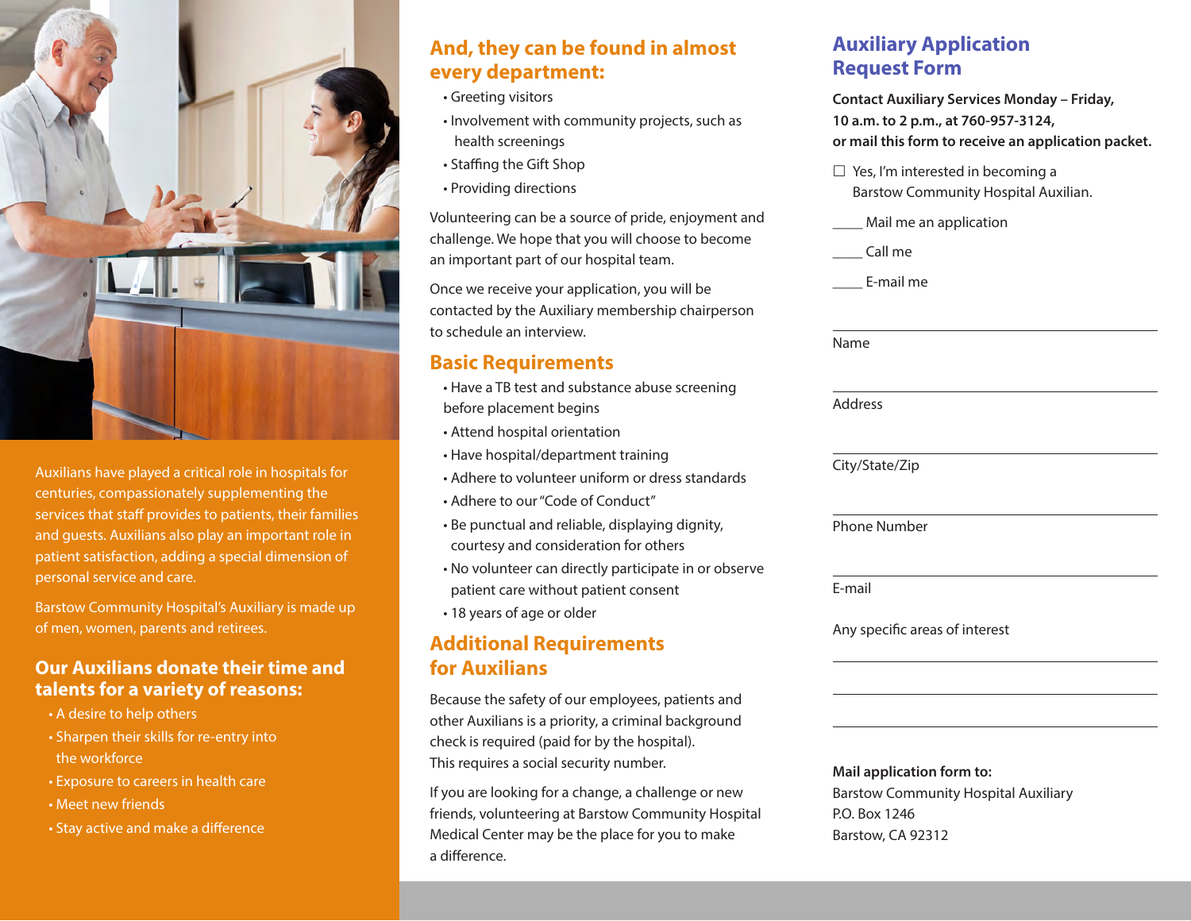Auxilians have played a critical role in hospitals for centuries, compassionately supplementing the services that staff provides to patients, their families and guests. Auxilians also play an important role in patient satisfaction, adding a special dimension of personal service and care.

Barstow Community Hospital's Auxiliary is made up of men, women, parents and retirees.

## Our Auxilians donate their time and talents for a variety of reasons:

- A desire to help others
- Sharpen their skills for re-entry into the workforce
- Exposure to careers in health care
- Meet new friends
- Stay active and make a difference

## And, they can be found in almost every department:

- Greeting visitors
- Involvement with community projects, such as health screenings
- Staffing the Gift Shop
- Providing directions

Volunteering can be a source of pride, enjoyment and challenge. We hope that you will choose to become an important part of our hospital team.

Once we receive your application, you will be contacted by the Auxiliary membership chairperson to schedule an interview.

## Basic Requirements

- Have a TB test and substance abuse screening before placement begins
- Attend hospital orientation
- Have hospital/department training
- Adhere to volunteer uniform or dress standards
- Adhere to our "Code of Conduct"
- Be punctual and reliable, displaying dignity, courtesy and consideration for others
- No volunteer can directly participate in or observe patient care without patient consent
- 18 years of age or older

## Additional Requirements for Auxilians

Because the safety of our employees, patients and other Auxilians is a priority, a criminal background check is required (paid for by the hospital). This requires a social security number.

If you are looking for a change, a challenge or new friends, volunteering at Barstow Community Hospital Medical Center may be the place for you to make a difference.

## Auxiliary Application Request Form

**Contact Auxiliary Services Monday – Friday, 10 a.m. to 2 p.m., at 760-957-3124, or mail this form to receive an application packet.**

☐ Yes, I'm interested in becoming a Barstow Community Hospital Auxilian.

____ Mail me an application

____ Call me

____ E-mail me

______________________________
Name

______________________________
Address

______________________________
City/State/Zip

______________________________
Phone Number

______________________________
E-mail

Any specific areas of interest

______________________________

______________________________

______________________________

**Mail application form to:**
Barstow Community Hospital Auxiliary
P.O. Box 1246
Barstow, CA 92312